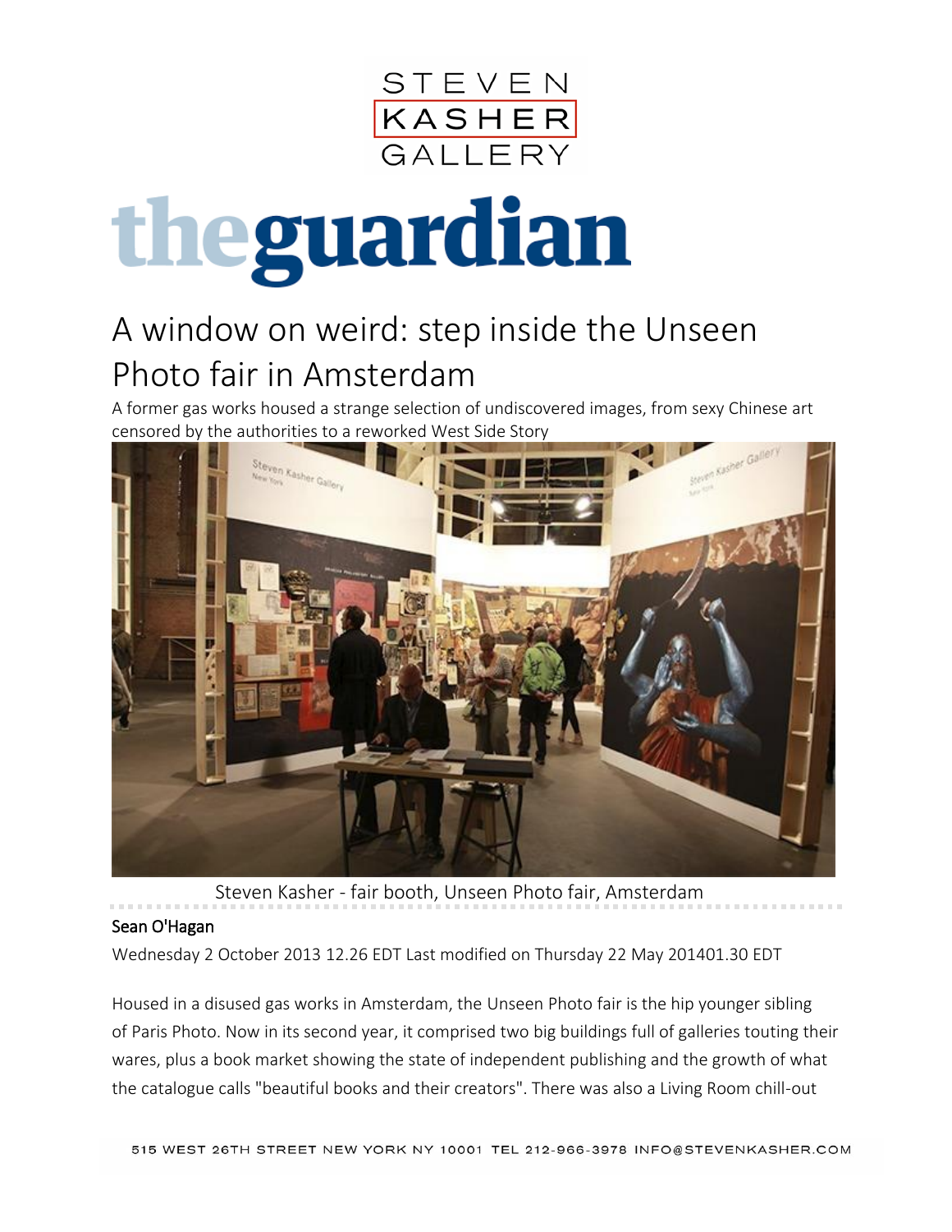# A window on weird: step inside the Unseen Photo fair in Amsterdam

A former gas works housed a strange selection of undiscovered images, from sexy Chinese art censored by the authorities to a reworked West Side Story

Steven Kasher - fair booth, Unseen Photo fair, Amsterdam

Sean O'Hagan

Wednesday 2 October 2013 12.26 EDT Last modified on Thursday 22 May 201401.30 EDT

Housed in a disused gas works in Amsterdam, the Unseen Photo fair is the hip younger sibling of Paris Photo. Now in its second year, it comprised two big buildings full of galleries touting their wares, plus a book market showing the state of independent publishing and the growth of what the catalogue calls "beautiful books and their creators". There was also a Living Room chill-out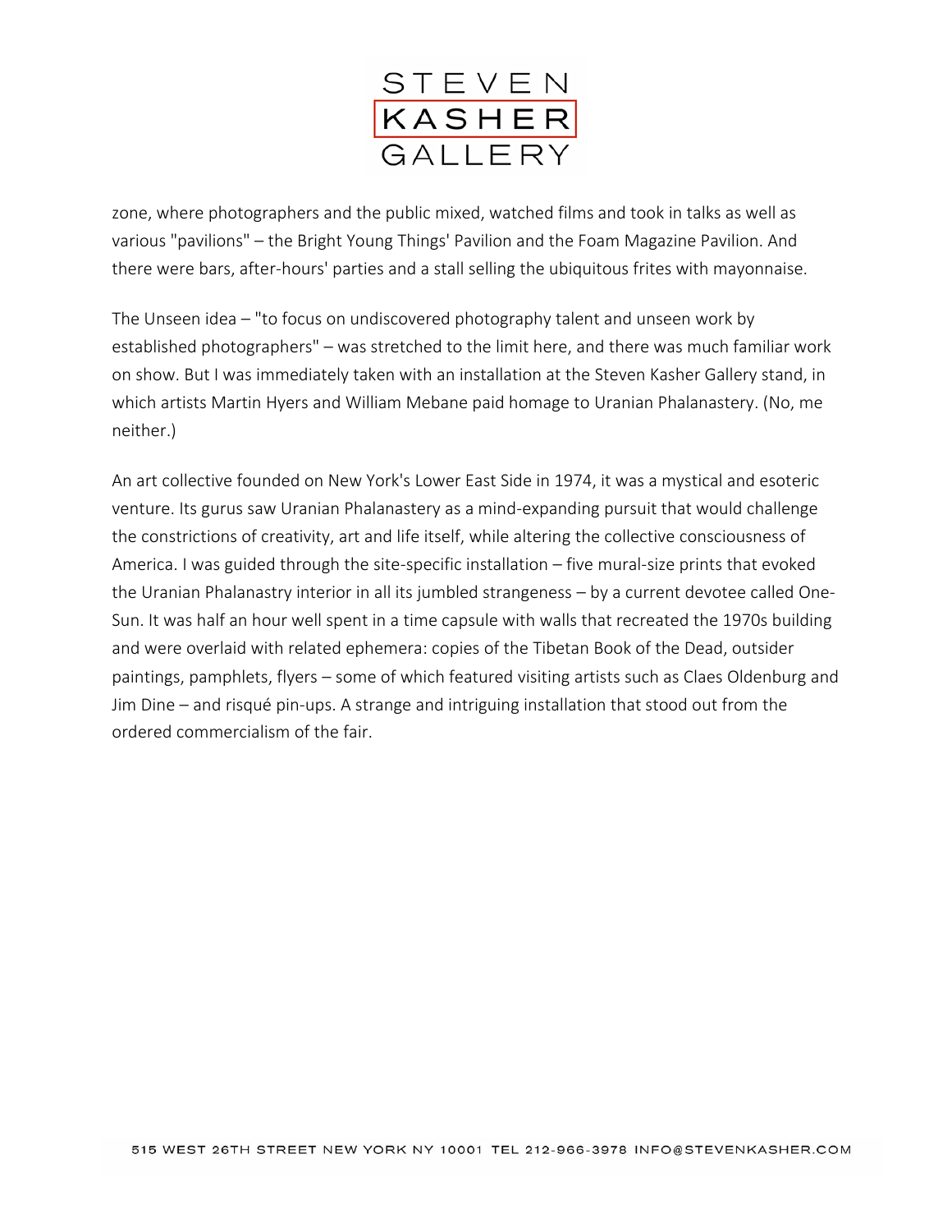zone, where photographers and the public mixed, watched films and took in talks as well as various "pavilions" – the Bright Young Things' Pavilion and the Foam Magazine Pavilion. And there were bars, after-hours' parties and a stall selling the ubiquitous frites with mayonnaise.

The Unseen idea – "to focus on undiscovered photography talent and unseen work by established photographers" – was stretched to the limit here, and there was much familiar work on show. But I was immediately taken with an installation at the Steven Kasher Gallery stand, in which artists Martin Hyers and William Mebane paid homage to Uranian Phalanastery. (No, me neither.)

An art collective founded on New York's Lower East Side in 1974, it was a mystical and esoteric venture. Its gurus saw Uranian Phalanastery as a mind-expanding pursuit that would challenge the constrictions of creativity, art and life itself, while altering the collective consciousness of America. I was guided through the site-specific installation – five mural-size prints that evoked the Uranian Phalanastry interior in all its jumbled strangeness – by a current devotee called One-Sun. It was half an hour well spent in a time capsule with walls that recreated the 1970s building and were overlaid with related ephemera: copies of the Tibetan Book of the Dead, outsider paintings, pamphlets, flyers – some of which featured visiting artists such as Claes Oldenburg and Jim Dine – and risqué pin-ups. A strange and intriguing installation that stood out from the ordered commercialism of the fair.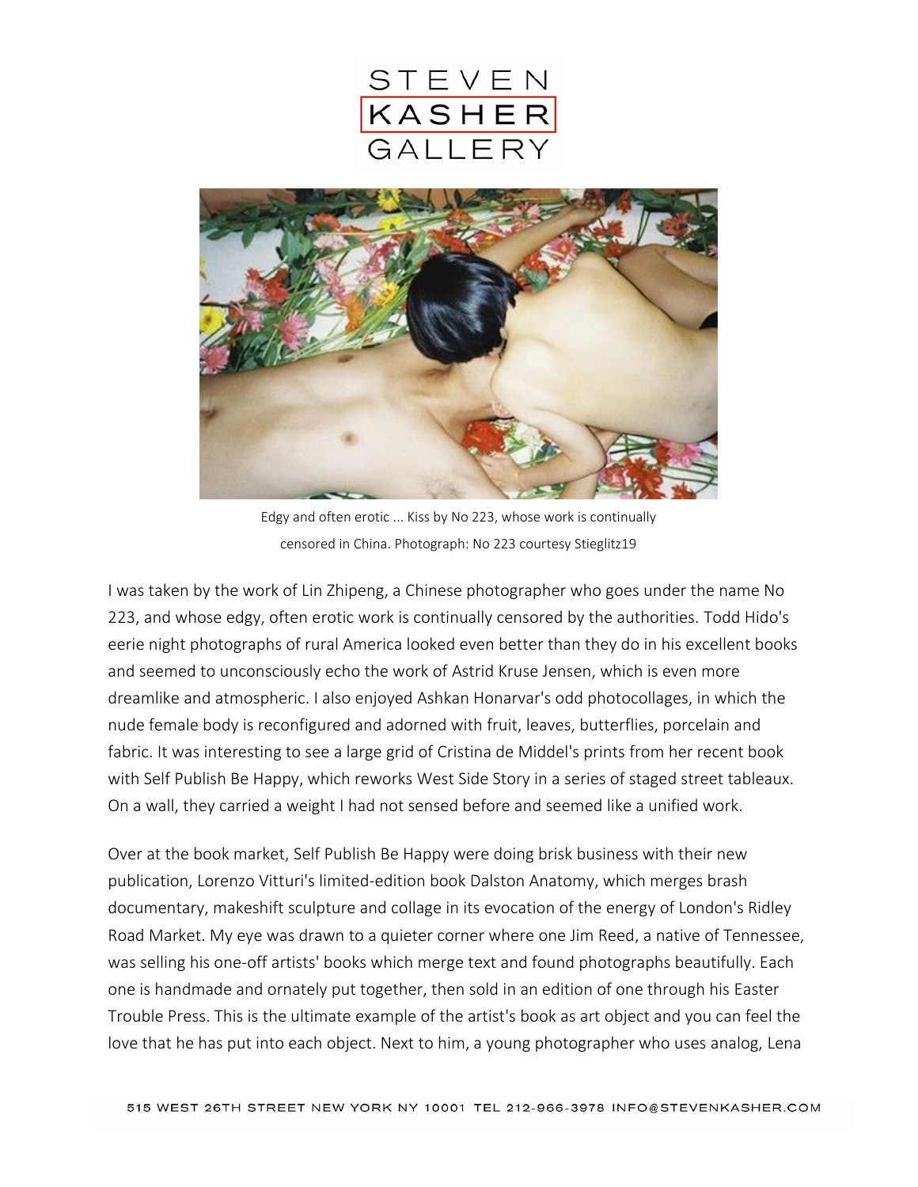Edgy and often erotic ... Kiss by No 223, whose work is continually censored in China. Photograph: No 223 courtesy Stieglitz19

I was taken by the work of Lin Zhipeng, a Chinese photographer who goes under the name No 223, and whose edgy, often erotic work is continually censored by the authorities. Todd Hido's eerie night photographs of rural America looked even better than they do in his excellent books and seemed to unconsciously echo the work of Astrid Kruse Jensen, which is even more dreamlike and atmospheric. I also enjoyed Ashkan Honarvar's odd photocollages, in which the nude female body is reconfigured and adorned with fruit, leaves, butterflies, porcelain and fabric. It was interesting to see a large grid of Cristina de Middel's prints from her recent book with Self Publish Be Happy, which reworks West Side Story in a series of staged street tableaux. On a wall, they carried a weight I had not sensed before and seemed like a unified work.

Over at the book market, Self Publish Be Happy were doing brisk business with their new publication, Lorenzo Vitturi's limited-edition book Dalston Anatomy, which merges brash documentary, makeshift sculpture and collage in its evocation of the energy of London's Ridley Road Market. My eye was drawn to a quieter corner where one Jim Reed, a native of Tennessee, was selling his one-off artists' books which merge text and found photographs beautifully. Each one is handmade and ornately put together, then sold in an edition of one through his Easter Trouble Press. This is the ultimate example of the artist's book as art object and you can feel the love that he has put into each object. Next to him, a young photographer who uses analog, Lena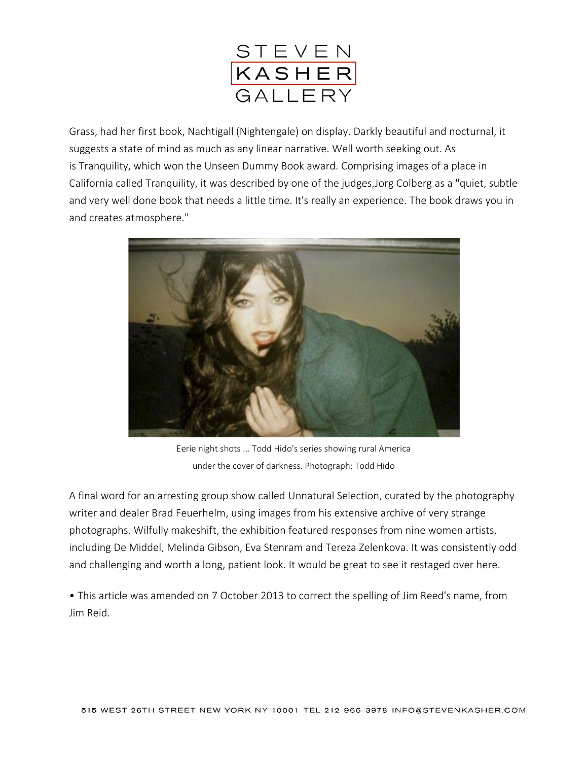Grass, had her first book, Nachtigall (Nightengale) on display. Darkly beautiful and nocturnal, it suggests a state of mind as much as any linear narrative. Well worth seeking out. As is Tranquility, which won the Unseen Dummy Book award. Comprising images of a place in California called Tranquility, it was described by one of the judges,Jorg Colberg as a "quiet, subtle and very well done book that needs a little time. It's really an experience. The book draws you in and creates atmosphere."

Eerie night shots ... Todd Hido's series showing rural America under the cover of darkness. Photograph: Todd Hido

A final word for an arresting group show called Unnatural Selection, curated by the photography writer and dealer Brad Feuerhelm, using images from his extensive archive of very strange photographs. Wilfully makeshift, the exhibition featured responses from nine women artists, including De Middel, Melinda Gibson, Eva Stenram and Tereza Zelenkova. It was consistently odd and challenging and worth a long, patient look. It would be great to see it restaged over here.

• This article was amended on 7 October 2013 to correct the spelling of Jim Reed's name, from Jim Reid.